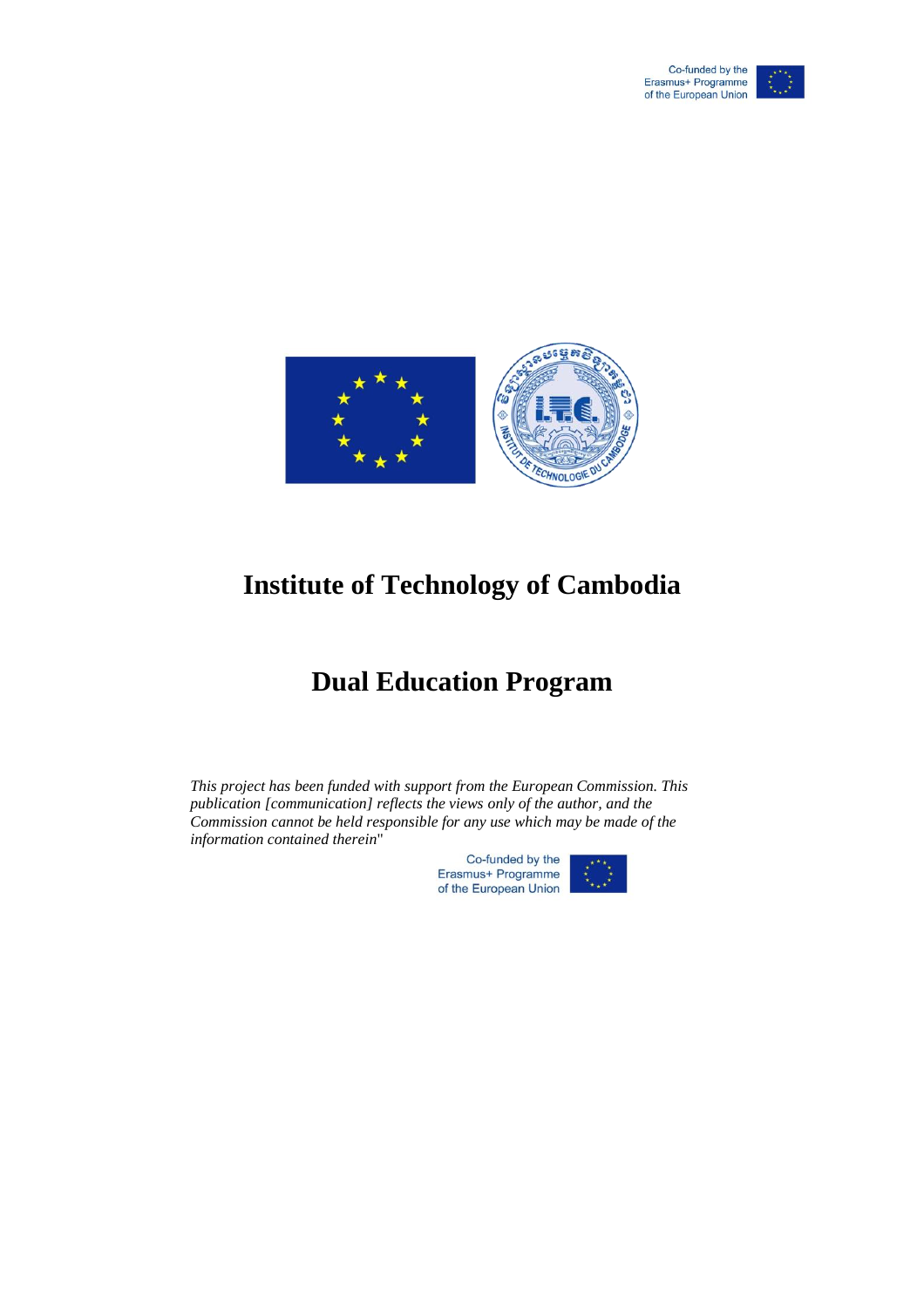Co-funded by the
Erasmus+ Programme
of the European Union

# Institute of Technology of Cambodia

# Dual Education Program

*This project has been funded with support from the European Commission. This publication [communication] reflects the views only of the author, and the Commission cannot be held responsible for any use which may be made of the information contained therein*"

Co-funded by the
Erasmus+ Programme
of the European Union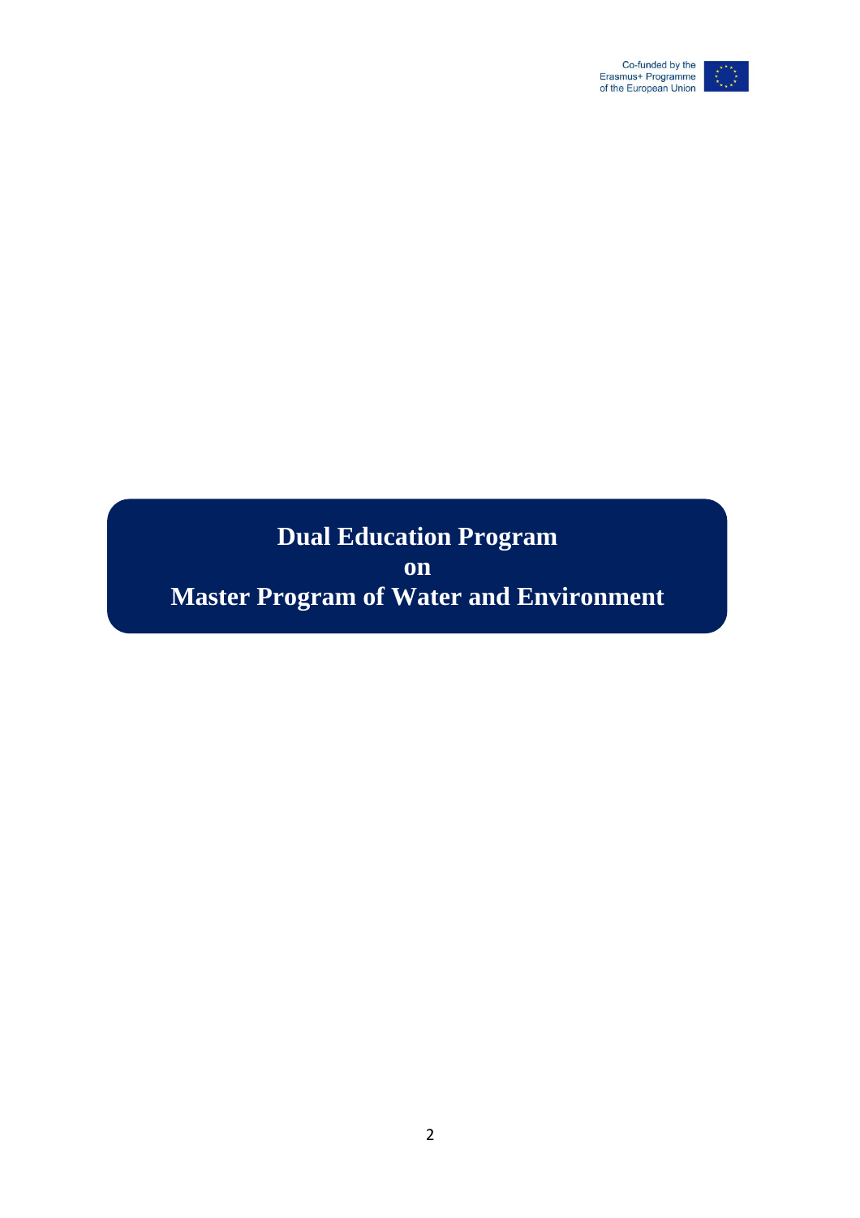Co-funded by the Erasmus+ Programme of the European Union

# Dual Education Program on Master Program of Water and Environment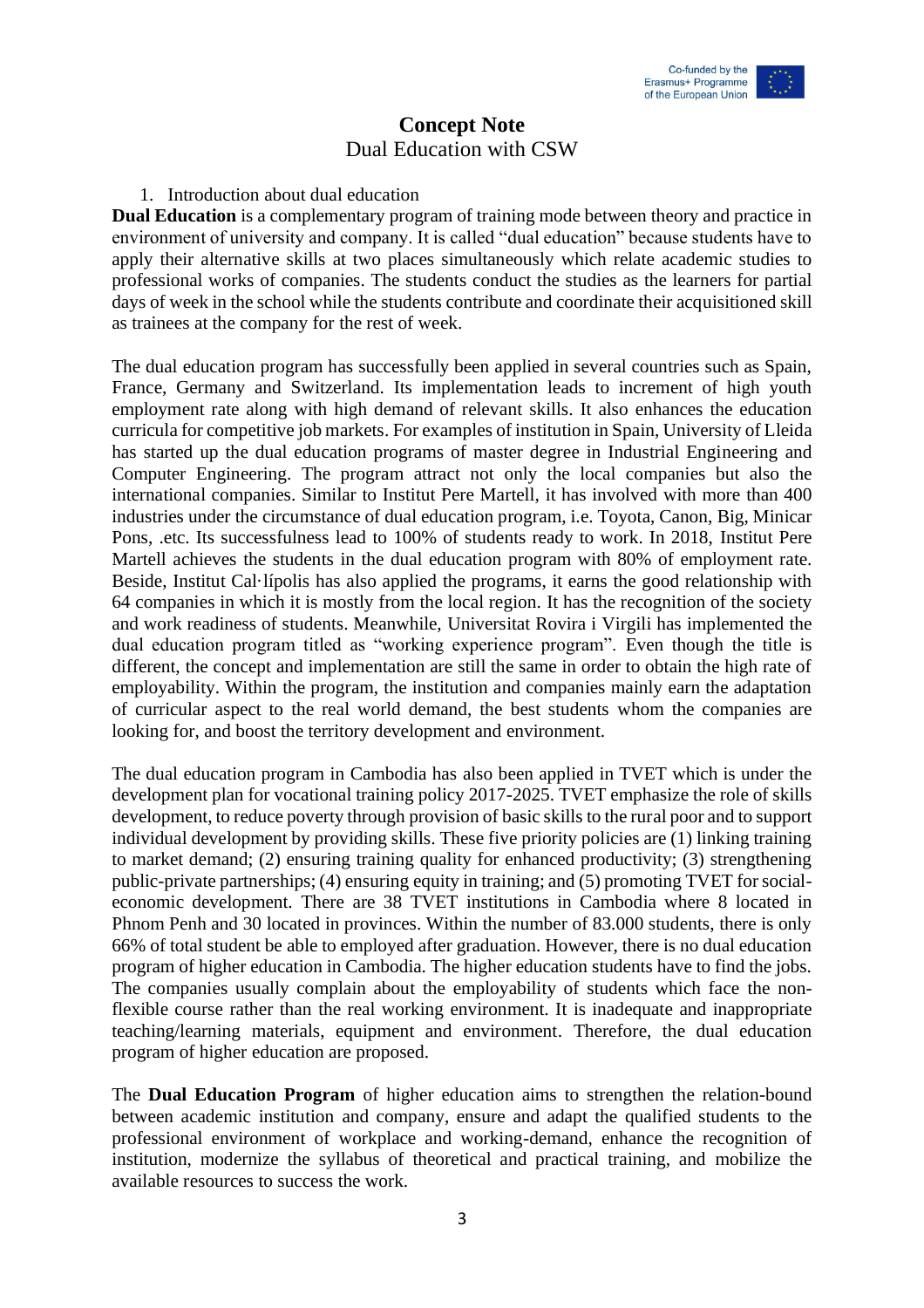# Concept Note

## Dual Education with CSW

1. Introduction about dual education

**Dual Education** is a complementary program of training mode between theory and practice in environment of university and company. It is called "dual education" because students have to apply their alternative skills at two places simultaneously which relate academic studies to professional works of companies. The students conduct the studies as the learners for partial days of week in the school while the students contribute and coordinate their acquisitioned skill as trainees at the company for the rest of week.

The dual education program has successfully been applied in several countries such as Spain, France, Germany and Switzerland. Its implementation leads to increment of high youth employment rate along with high demand of relevant skills. It also enhances the education curricula for competitive job markets. For examples of institution in Spain, University of Lleida has started up the dual education programs of master degree in Industrial Engineering and Computer Engineering. The program attract not only the local companies but also the international companies. Similar to Institut Pere Martell, it has involved with more than 400 industries under the circumstance of dual education program, i.e. Toyota, Canon, Big, Minicar Pons, .etc. Its successfulness lead to 100% of students ready to work. In 2018, Institut Pere Martell achieves the students in the dual education program with 80% of employment rate. Beside, Institut Cal·lípolis has also applied the programs, it earns the good relationship with 64 companies in which it is mostly from the local region. It has the recognition of the society and work readiness of students. Meanwhile, Universitat Rovira i Virgili has implemented the dual education program titled as "working experience program". Even though the title is different, the concept and implementation are still the same in order to obtain the high rate of employability. Within the program, the institution and companies mainly earn the adaptation of curricular aspect to the real world demand, the best students whom the companies are looking for, and boost the territory development and environment.

The dual education program in Cambodia has also been applied in TVET which is under the development plan for vocational training policy 2017-2025. TVET emphasize the role of skills development, to reduce poverty through provision of basic skills to the rural poor and to support individual development by providing skills. These five priority policies are (1) linking training to market demand; (2) ensuring training quality for enhanced productivity; (3) strengthening public-private partnerships; (4) ensuring equity in training; and (5) promoting TVET for social-economic development. There are 38 TVET institutions in Cambodia where 8 located in Phnom Penh and 30 located in provinces. Within the number of 83.000 students, there is only 66% of total student be able to employed after graduation. However, there is no dual education program of higher education in Cambodia. The higher education students have to find the jobs. The companies usually complain about the employability of students which face the non-flexible course rather than the real working environment. It is inadequate and inappropriate teaching/learning materials, equipment and environment. Therefore, the dual education program of higher education are proposed.

The **Dual Education Program** of higher education aims to strengthen the relation-bound between academic institution and company, ensure and adapt the qualified students to the professional environment of workplace and working-demand, enhance the recognition of institution, modernize the syllabus of theoretical and practical training, and mobilize the available resources to success the work.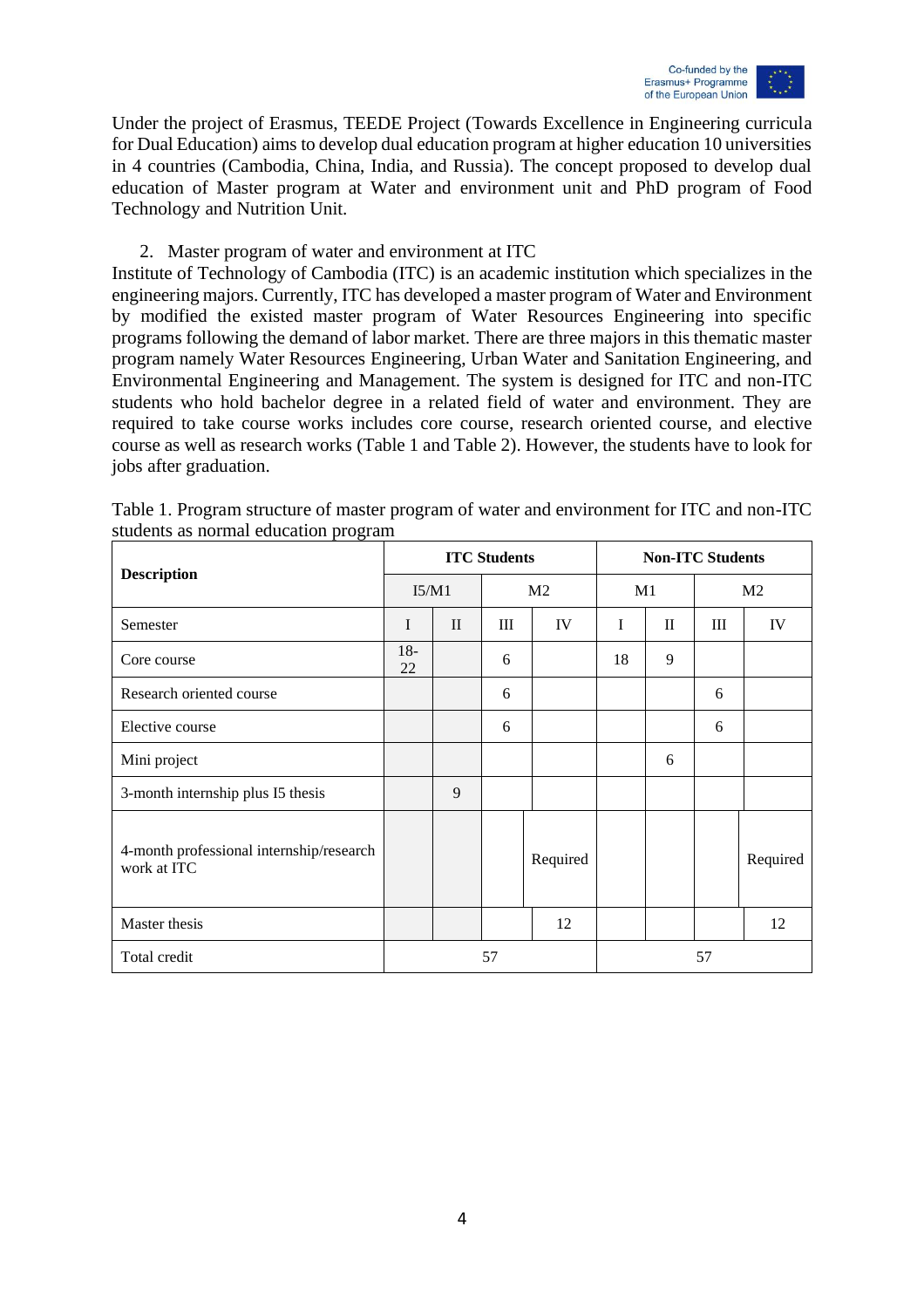Under the project of Erasmus, TEEDE Project (Towards Excellence in Engineering curricula for Dual Education) aims to develop dual education program at higher education 10 universities in 4 countries (Cambodia, China, India, and Russia). The concept proposed to develop dual education of Master program at Water and environment unit and PhD program of Food Technology and Nutrition Unit.

2. Master program of water and environment at ITC

Institute of Technology of Cambodia (ITC) is an academic institution which specializes in the engineering majors. Currently, ITC has developed a master program of Water and Environment by modified the existed master program of Water Resources Engineering into specific programs following the demand of labor market. There are three majors in this thematic master program namely Water Resources Engineering, Urban Water and Sanitation Engineering, and Environmental Engineering and Management. The system is designed for ITC and non-ITC students who hold bachelor degree in a related field of water and environment. They are required to take course works includes core course, research oriented course, and elective course as well as research works (Table 1 and Table 2). However, the students have to look for jobs after graduation.

Table 1. Program structure of master program of water and environment for ITC and non-ITC students as normal education program

| Description | ITC Students | | | | Non-ITC Students | | | |
|---|---|---|---|---|---|---|---|---|
| | I5/M1 | | M2 | | M1 | | M2 | |
| Semester | I | II | III | IV | I | II | III | IV |
| Core course | 18-22 | | 6 | | 18 | 9 | | |
| Research oriented course | | | 6 | | | | 6 | |
| Elective course | | | 6 | | | | 6 | |
| Mini project | | | | | | 6 | | |
| 3-month internship plus I5 thesis | | 9 | | | | | | |
| 4-month professional internship/research work at ITC | | | | Required | | | | Required |
| Master thesis | | | | 12 | | | | 12 |
| Total credit | 57 | | | | 57 | | | |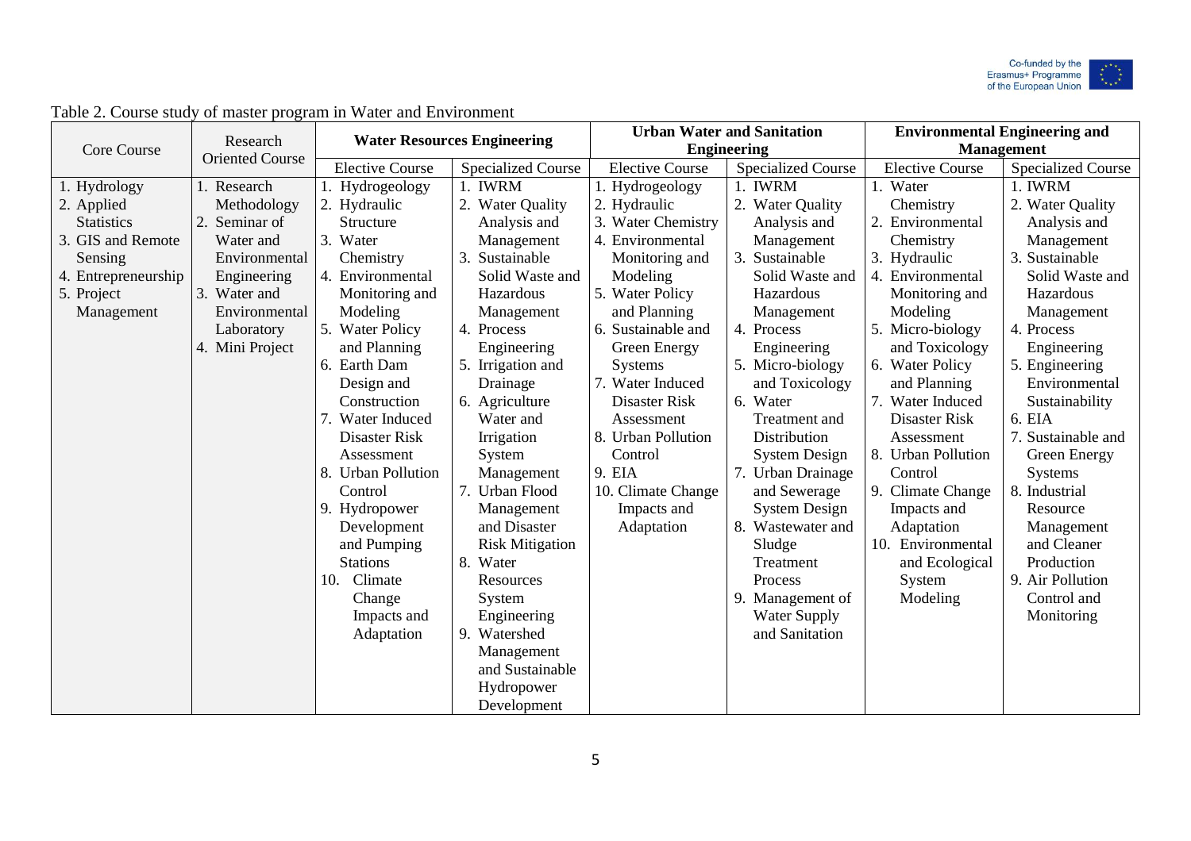Table 2. Course study of master program in Water and Environment

| Core Course | Research Oriented Course | Water Resources Engineering | | Urban Water and Sanitation Engineering | | Environmental Engineering and Management | |
|---|---|---|---|---|---|---|---|
| | | Elective Course | Specialized Course | Elective Course | Specialized Course | Elective Course | Specialized Course |
| 1. Hydrology<br>2. Applied Statistics<br>3. GIS and Remote Sensing<br>4. Entrepreneurship<br>5. Project Management | 1. Research Methodology<br>2. Seminar of Water and Environmental Engineering<br>3. Water and Environmental Laboratory<br>4. Mini Project | 1. Hydrogeology<br>2. Hydraulic Structure<br>3. Water Chemistry<br>4. Environmental Monitoring and Modeling<br>5. Water Policy and Planning<br>6. Earth Dam Design and Construction<br>7. Water Induced Disaster Risk Assessment<br>8. Urban Pollution Control<br>9. Hydropower Development and Pumping Stations<br>10. Climate Change Impacts and Adaptation | 1. IWRM<br>2. Water Quality Analysis and Management<br>3. Sustainable Solid Waste and Hazardous Management<br>4. Process Engineering<br>5. Irrigation and Drainage<br>6. Agriculture Water and Irrigation System Management<br>7. Urban Flood Management and Disaster Risk Mitigation<br>8. Water Resources System Engineering<br>9. Watershed Management and Sustainable Hydropower Development | 1. Hydrogeology<br>2. Hydraulic<br>3. Water Chemistry<br>4. Environmental Monitoring and Modeling<br>5. Water Policy and Planning<br>6. Sustainable and Green Energy Systems<br>7. Water Induced Disaster Risk Assessment<br>8. Urban Pollution Control<br>9. EIA<br>10. Climate Change Impacts and Adaptation | 1. IWRM<br>2. Water Quality Analysis and Management<br>3. Sustainable Solid Waste and Hazardous Management<br>4. Process Engineering<br>5. Micro-biology and Toxicology<br>6. Water Treatment and Distribution System Design<br>7. Urban Drainage and Sewerage System Design<br>8. Wastewater and Sludge Treatment Process<br>9. Management of Water Supply and Sanitation | 1. Water Chemistry<br>2. Environmental Chemistry<br>3. Hydraulic<br>4. Environmental Monitoring and Modeling<br>5. Micro-biology and Toxicology<br>6. Water Policy and Planning<br>7. Water Induced Disaster Risk Assessment<br>8. Urban Pollution Control<br>9. Climate Change Impacts and Adaptation<br>10. Environmental and Ecological System Modeling | 1. IWRM<br>2. Water Quality Analysis and Management<br>3. Sustainable Solid Waste and Hazardous Management<br>4. Process Engineering<br>5. Engineering Environmental Sustainability<br>6. EIA<br>7. Sustainable and Green Energy Systems<br>8. Industrial Resource Management and Cleaner Production<br>9. Air Pollution Control and Monitoring |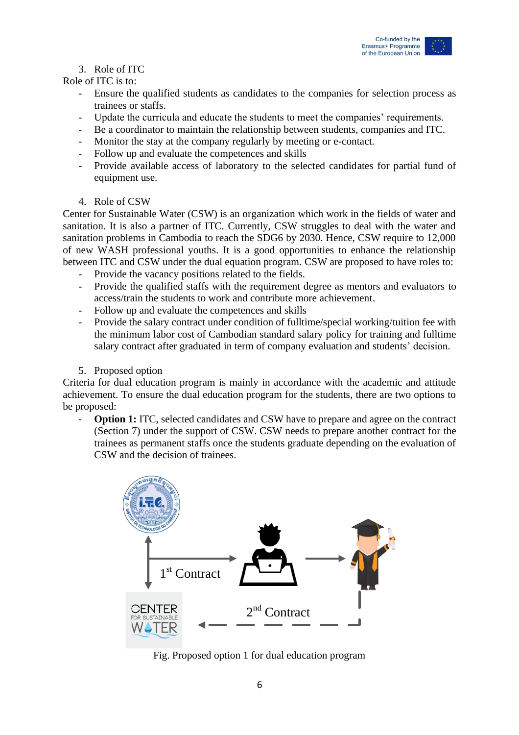3. Role of ITC

Role of ITC is to:

- Ensure the qualified students as candidates to the companies for selection process as trainees or staffs.
- Update the curricula and educate the students to meet the companies' requirements.
- Be a coordinator to maintain the relationship between students, companies and ITC.
- Monitor the stay at the company regularly by meeting or e-contact.
- Follow up and evaluate the competences and skills
- Provide available access of laboratory to the selected candidates for partial fund of equipment use.

4. Role of CSW

Center for Sustainable Water (CSW) is an organization which work in the fields of water and sanitation. It is also a partner of ITC. Currently, CSW struggles to deal with the water and sanitation problems in Cambodia to reach the SDG6 by 2030. Hence, CSW require to 12,000 of new WASH professional youths. It is a good opportunities to enhance the relationship between ITC and CSW under the dual equation program. CSW are proposed to have roles to:

- Provide the vacancy positions related to the fields.
- Provide the qualified staffs with the requirement degree as mentors and evaluators to access/train the students to work and contribute more achievement.
- Follow up and evaluate the competences and skills
- Provide the salary contract under condition of fulltime/special working/tuition fee with the minimum labor cost of Cambodian standard salary policy for training and fulltime salary contract after graduated in term of company evaluation and students' decision.

5. Proposed option

Criteria for dual education program is mainly in accordance with the academic and attitude achievement. To ensure the dual education program for the students, there are two options to be proposed:

- **Option 1:** ITC, selected candidates and CSW have to prepare and agree on the contract (Section 7) under the support of CSW. CSW needs to prepare another contract for the trainees as permanent staffs once the students graduate depending on the evaluation of CSW and the decision of trainees.

1st Contract

2nd Contract

Fig. Proposed option 1 for dual education program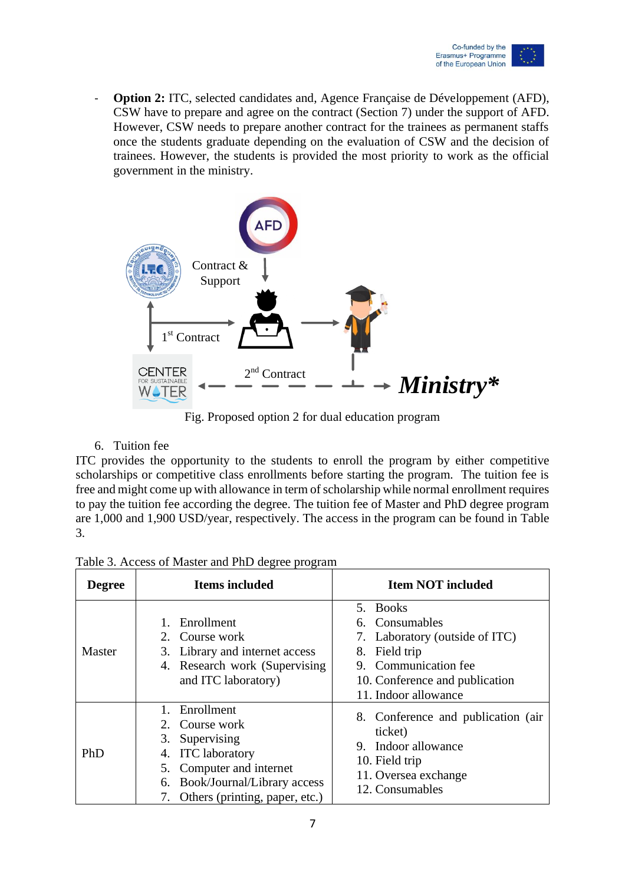- **Option 2:** ITC, selected candidates and, Agence Française de Développement (AFD), CSW have to prepare and agree on the contract (Section 7) under the support of AFD. However, CSW needs to prepare another contract for the trainees as permanent staffs once the students graduate depending on the evaluation of CSW and the decision of trainees. However, the students is provided the most priority to work as the official government in the ministry.

Contract & Support

1st Contract

2nd Contract

***Ministry****

Fig. Proposed option 2 for dual education program

6. Tuition fee

ITC provides the opportunity to the students to enroll the program by either competitive scholarships or competitive class enrollments before starting the program. The tuition fee is free and might come up with allowance in term of scholarship while normal enrollment requires to pay the tuition fee according the degree. The tuition fee of Master and PhD degree program are 1,000 and 1,900 USD/year, respectively. The access in the program can be found in Table 3.

Table 3. Access of Master and PhD degree program

| Degree | Items included | Item NOT included |
|---|---|---|
| Master | 1. Enrollment<br>2. Course work<br>3. Library and internet access<br>4. Research work (Supervising and ITC laboratory) | 5. Books<br>6. Consumables<br>7. Laboratory (outside of ITC)<br>8. Field trip<br>9. Communication fee<br>10. Conference and publication<br>11. Indoor allowance |
| PhD | 1. Enrollment<br>2. Course work<br>3. Supervising<br>4. ITC laboratory<br>5. Computer and internet<br>6. Book/Journal/Library access<br>7. Others (printing, paper, etc.) | 8. Conference and publication (air ticket)<br>9. Indoor allowance<br>10. Field trip<br>11. Oversea exchange<br>12. Consumables |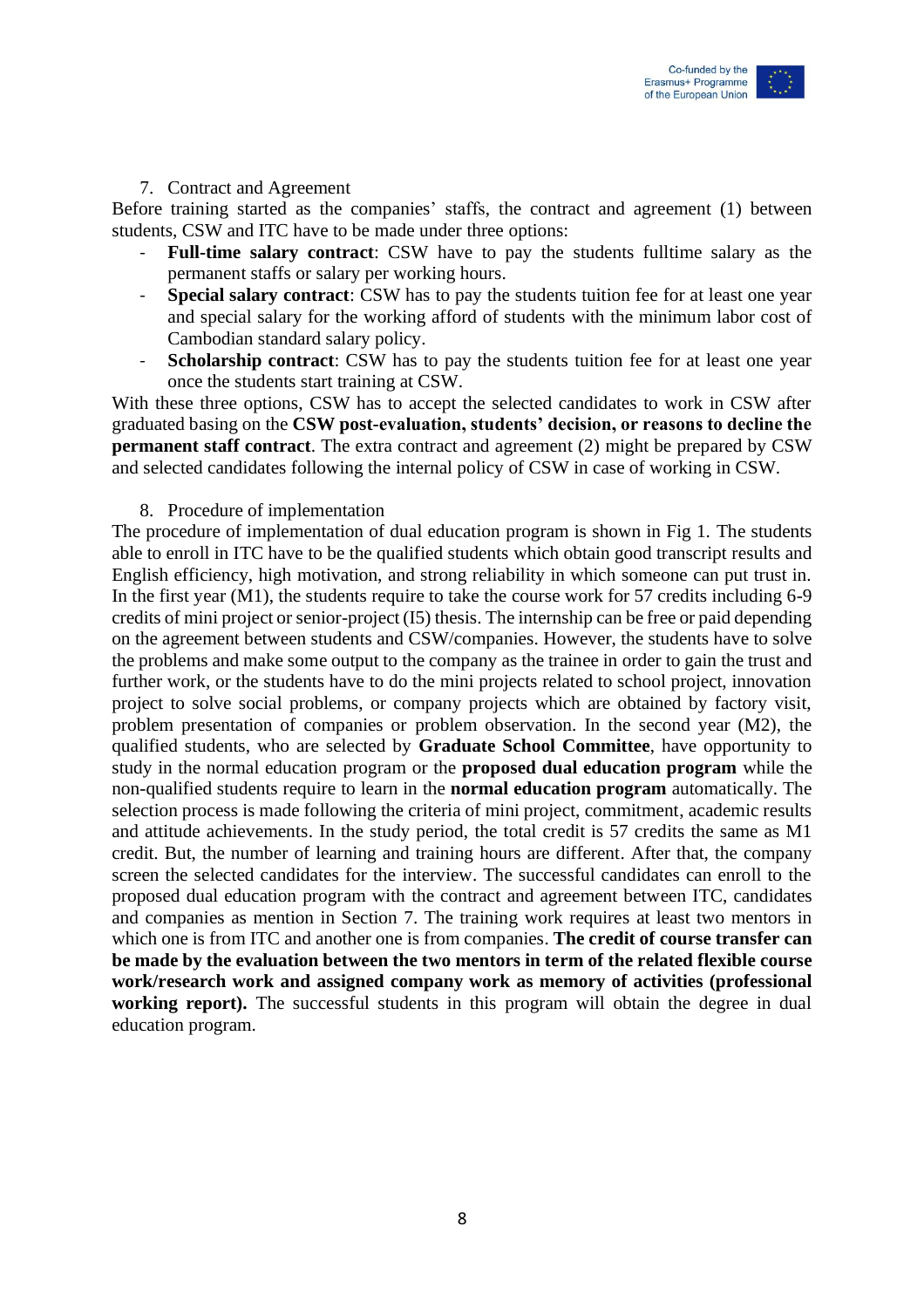7. Contract and Agreement

Before training started as the companies' staffs, the contract and agreement (1) between students, CSW and ITC have to be made under three options:

- **Full-time salary contract**: CSW have to pay the students fulltime salary as the permanent staffs or salary per working hours.
- **Special salary contract**: CSW has to pay the students tuition fee for at least one year and special salary for the working afford of students with the minimum labor cost of Cambodian standard salary policy.
- **Scholarship contract**: CSW has to pay the students tuition fee for at least one year once the students start training at CSW.

With these three options, CSW has to accept the selected candidates to work in CSW after graduated basing on the **CSW post-evaluation, students' decision, or reasons to decline the permanent staff contract**. The extra contract and agreement (2) might be prepared by CSW and selected candidates following the internal policy of CSW in case of working in CSW.

8. Procedure of implementation

The procedure of implementation of dual education program is shown in Fig 1. The students able to enroll in ITC have to be the qualified students which obtain good transcript results and English efficiency, high motivation, and strong reliability in which someone can put trust in. In the first year (M1), the students require to take the course work for 57 credits including 6-9 credits of mini project or senior-project (I5) thesis. The internship can be free or paid depending on the agreement between students and CSW/companies. However, the students have to solve the problems and make some output to the company as the trainee in order to gain the trust and further work, or the students have to do the mini projects related to school project, innovation project to solve social problems, or company projects which are obtained by factory visit, problem presentation of companies or problem observation. In the second year (M2), the qualified students, who are selected by **Graduate School Committee**, have opportunity to study in the normal education program or the **proposed dual education program** while the non-qualified students require to learn in the **normal education program** automatically. The selection process is made following the criteria of mini project, commitment, academic results and attitude achievements. In the study period, the total credit is 57 credits the same as M1 credit. But, the number of learning and training hours are different. After that, the company screen the selected candidates for the interview. The successful candidates can enroll to the proposed dual education program with the contract and agreement between ITC, candidates and companies as mention in Section 7. The training work requires at least two mentors in which one is from ITC and another one is from companies. **The credit of course transfer can be made by the evaluation between the two mentors in term of the related flexible course work/research work and assigned company work as memory of activities (professional working report).** The successful students in this program will obtain the degree in dual education program.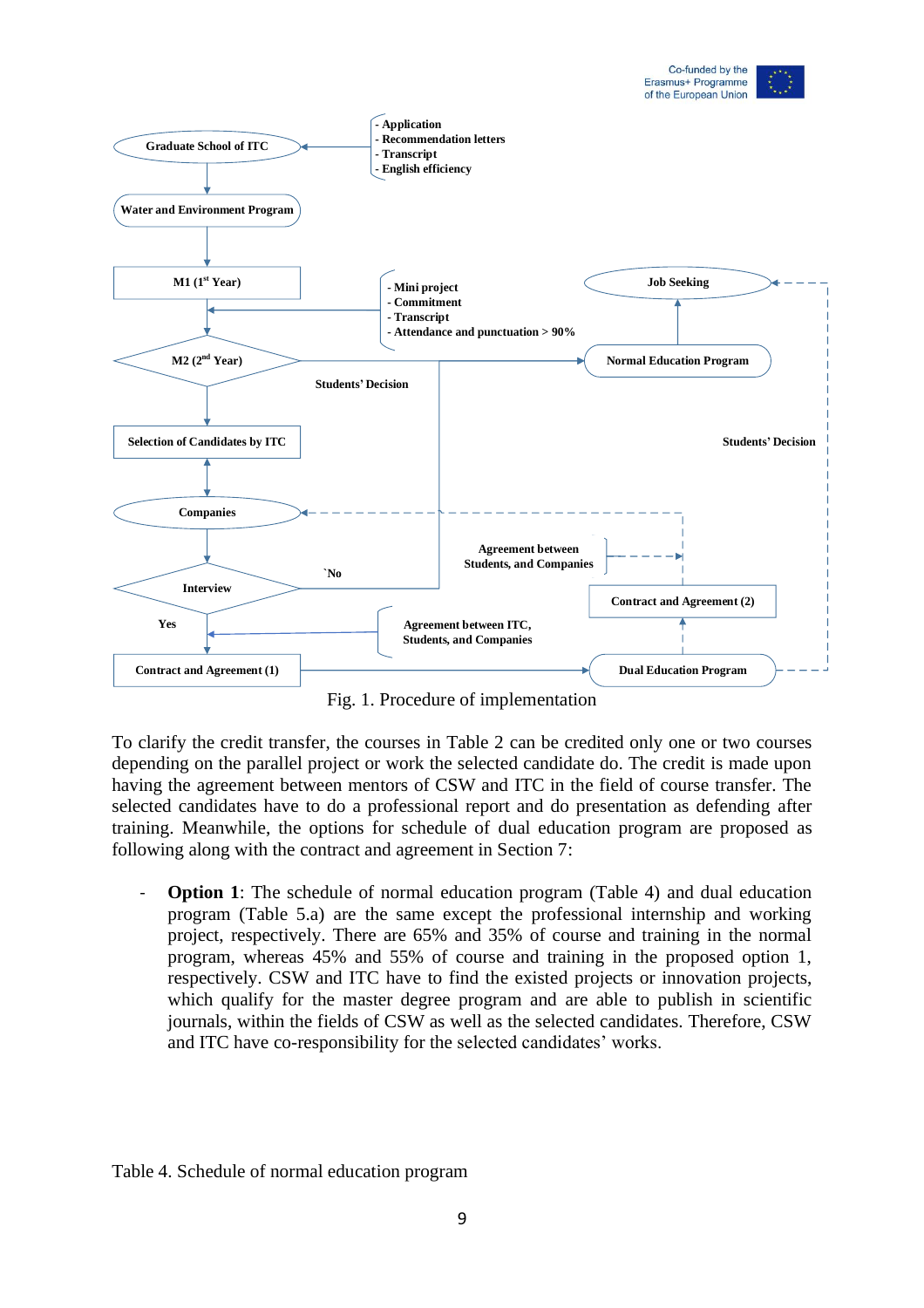Fig. 1. Procedure of implementation

To clarify the credit transfer, the courses in Table 2 can be credited only one or two courses depending on the parallel project or work the selected candidate do. The credit is made upon having the agreement between mentors of CSW and ITC in the field of course transfer. The selected candidates have to do a professional report and do presentation as defending after training. Meanwhile, the options for schedule of dual education program are proposed as following along with the contract and agreement in Section 7:

- **Option 1**: The schedule of normal education program (Table 4) and dual education program (Table 5.a) are the same except the professional internship and working project, respectively. There are 65% and 35% of course and training in the normal program, whereas 45% and 55% of course and training in the proposed option 1, respectively. CSW and ITC have to find the existed projects or innovation projects, which qualify for the master degree program and are able to publish in scientific journals, within the fields of CSW as well as the selected candidates. Therefore, CSW and ITC have co-responsibility for the selected candidates' works.

Table 4. Schedule of normal education program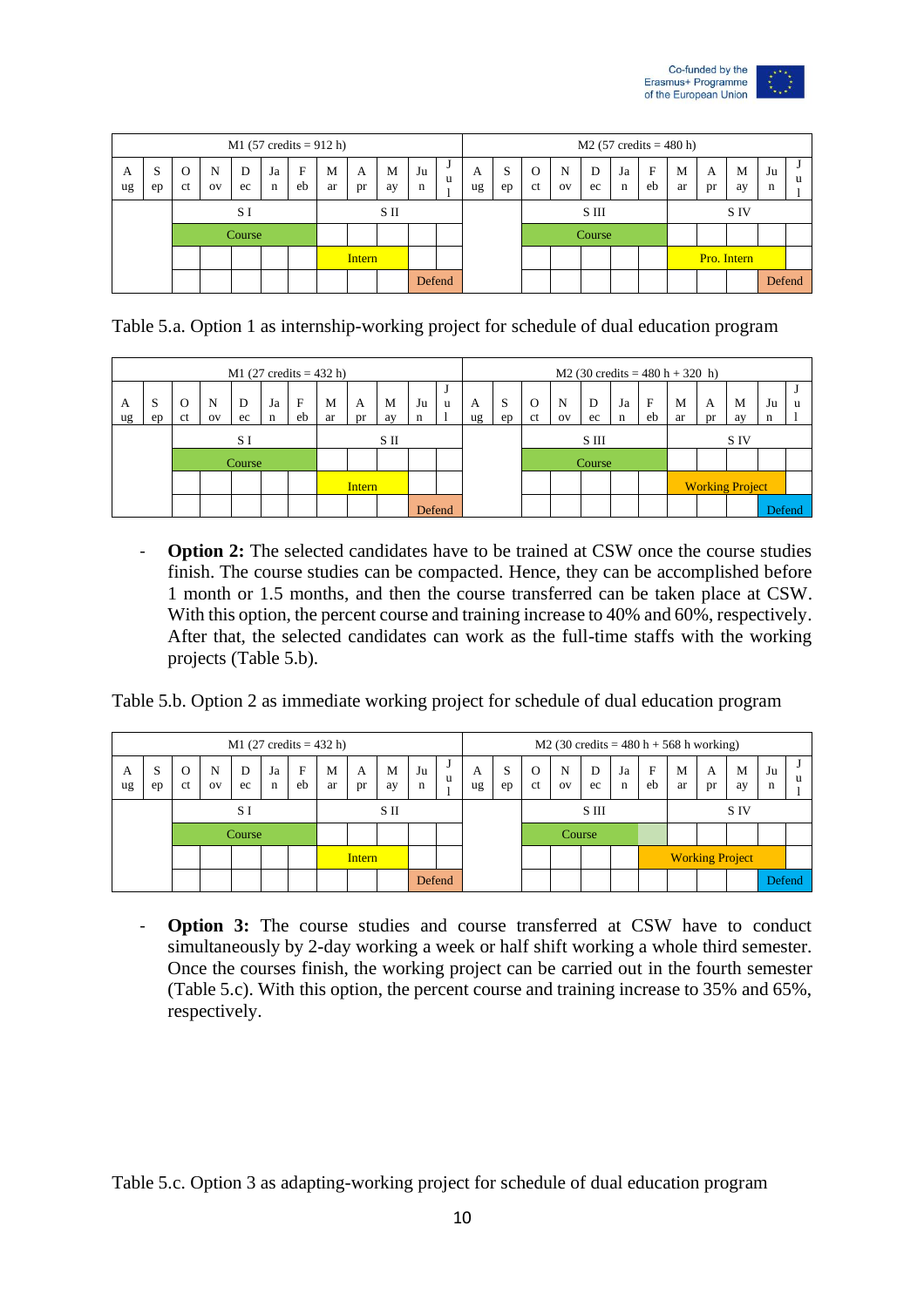| M1 (57 credits = 912 h) | | | | | | | | | | | | M2 (57 credits = 480 h) | | | | | | | | | | | |
|---|---|---|---|---|---|---|---|---|---|---|---|---|---|---|---|---|---|---|---|---|---|---|---|
| Aug | Sep | Oct | Nov | Dec | Jan | Feb | Mar | Apr | May | Jun | Jul | Aug | Sep | Oct | Nov | Dec | Jan | Feb | Mar | Apr | May | Jun | Jul |
| | | S I | | | | | S II | | | | | | | S III | | | | | S IV | | | | |
| | | Course | | | | | | | | | | | | Course | | | | | | | | | |
| | | | | | | | Intern | | | | | | | | | | | | Pro. Intern | | | | |
| | | | | | | | | | | Defend | | | | | | | | | | | | Defend | |

Table 5.a. Option 1 as internship-working project for schedule of dual education program

| M1 (27 credits = 432 h) | | | | | | | | | | | | M2 (30 credits = 480 h + 320 h) | | | | | | | | | | | |
|---|---|---|---|---|---|---|---|---|---|---|---|---|---|---|---|---|---|---|---|---|---|---|---|
| Aug | Sep | Oct | Nov | Dec | Jan | Feb | Mar | Apr | May | Jun | Jul | Aug | Sep | Oct | Nov | Dec | Jan | Feb | Mar | Apr | May | Jun | Jul |
| | | S I | | | | | S II | | | | | | | S III | | | | | S IV | | | | |
| | | Course | | | | | | | | | | | | Course | | | | | | | | | |
| | | | | | | | Intern | | | | | | | | | | | | Working Project | | | | |
| | | | | | | | | | | Defend | | | | | | | | | | | | Defend | |

- **Option 2:** The selected candidates have to be trained at CSW once the course studies finish. The course studies can be compacted. Hence, they can be accomplished before 1 month or 1.5 months, and then the course transferred can be taken place at CSW. With this option, the percent course and training increase to 40% and 60%, respectively. After that, the selected candidates can work as the full-time staffs with the working projects (Table 5.b).

Table 5.b. Option 2 as immediate working project for schedule of dual education program

| M1 (27 credits = 432 h) | | | | | | | | | | | | M2 (30 credits = 480 h + 568 h working) | | | | | | | | | | | |
|---|---|---|---|---|---|---|---|---|---|---|---|---|---|---|---|---|---|---|---|---|---|---|---|
| Aug | Sep | Oct | Nov | Dec | Jan | Feb | Mar | Apr | May | Jun | Jul | Aug | Sep | Oct | Nov | Dec | Jan | Feb | Mar | Apr | May | Jun | Jul |
| | | S I | | | | | S II | | | | | | | S III | | | | | S IV | | | | |
| | | Course | | | | | | | | | | | | Course | | | | | | | | | |
| | | | | | | | Intern | | | | | | | | | | Working Project | | | | | | |
| | | | | | | | | | | Defend | | | | | | | | | | | | Defend | |

- **Option 3:** The course studies and course transferred at CSW have to conduct simultaneously by 2-day working a week or half shift working a whole third semester. Once the courses finish, the working project can be carried out in the fourth semester (Table 5.c). With this option, the percent course and training increase to 35% and 65%, respectively.

Table 5.c. Option 3 as adapting-working project for schedule of dual education program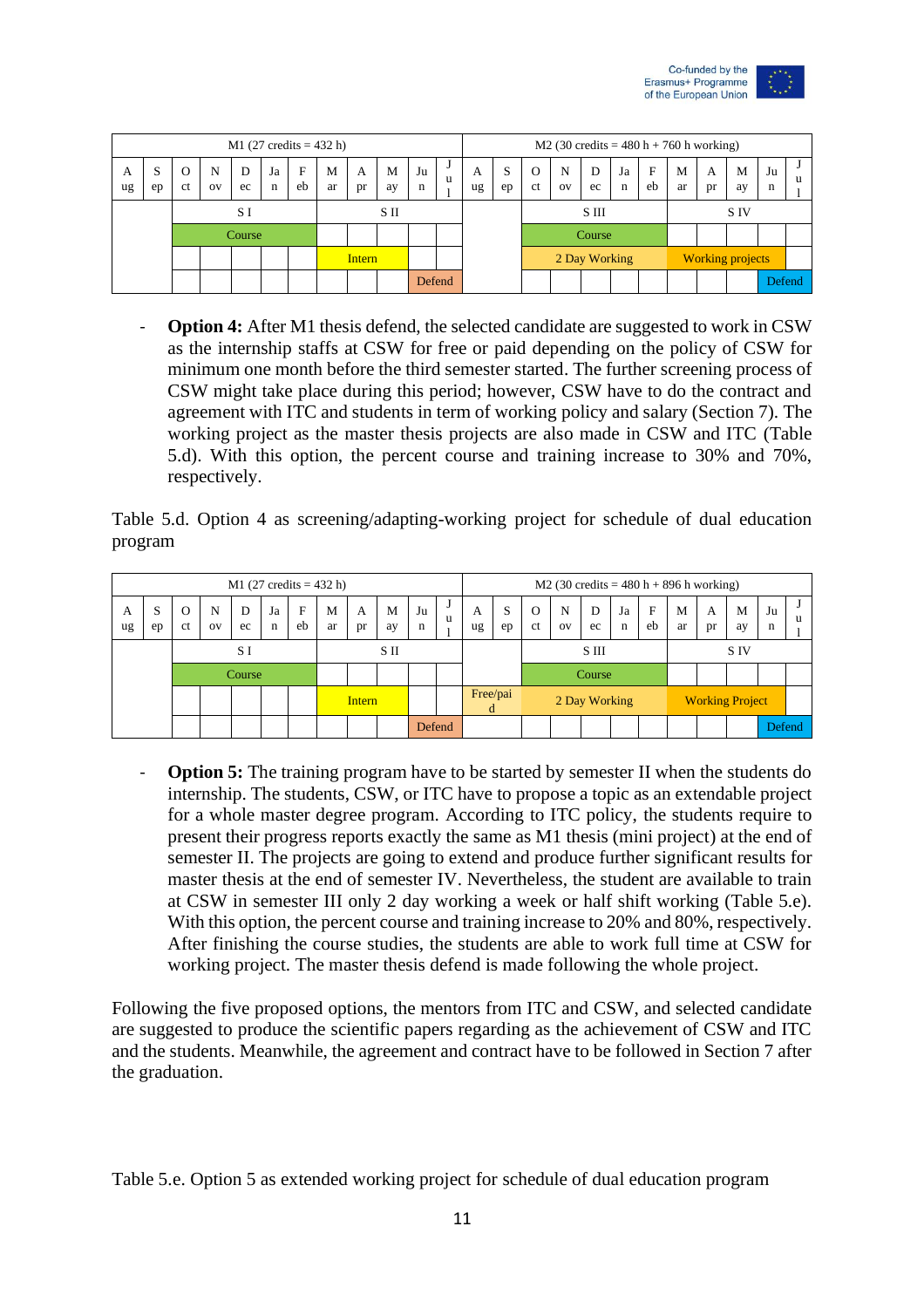| M1 (27 credits = 432 h) | | | | | | | | | | | | M2 (30 credits = 480 h + 760 h working) | | | | | | | | | | | |
|---|---|---|---|---|---|---|---|---|---|---|---|---|---|---|---|---|---|---|---|---|---|---|---|
| Aug | Sep | Oct | Nov | Dec | Jan | Feb | Mar | Apr | May | Jun | Jul | Aug | Sep | Oct | Nov | Dec | Jan | Feb | Mar | Apr | May | Jun | Jul |
| | | S I | | | | | S II | | | | | | | S III | | | | | S IV | | | | |
| | | Course | | | | | | | | | | | | Course | | | | | | | | | |
| | | | | | | | Intern | | | | | | | 2 Day Working | | | | | Working projects | | | | |
| | | | | | | | | | | Defend | | | | | | | | | | | | Defend | |

- **Option 4:** After M1 thesis defend, the selected candidate are suggested to work in CSW as the internship staffs at CSW for free or paid depending on the policy of CSW for minimum one month before the third semester started. The further screening process of CSW might take place during this period; however, CSW have to do the contract and agreement with ITC and students in term of working policy and salary (Section 7). The working project as the master thesis projects are also made in CSW and ITC (Table 5.d). With this option, the percent course and training increase to 30% and 70%, respectively.

Table 5.d. Option 4 as screening/adapting-working project for schedule of dual education program

| M1 (27 credits = 432 h) | | | | | | | | | | | | M2 (30 credits = 480 h + 896 h working) | | | | | | | | | | | |
|---|---|---|---|---|---|---|---|---|---|---|---|---|---|---|---|---|---|---|---|---|---|---|---|
| Aug | Sep | Oct | Nov | Dec | Jan | Feb | Mar | Apr | May | Jun | Jul | Aug | Sep | Oct | Nov | Dec | Jan | Feb | Mar | Apr | May | Jun | Jul |
| | | S I | | | | | S II | | | | | | | S III | | | | | S IV | | | | |
| | | Course | | | | | | | | | | | | Course | | | | | | | | | |
| | | | | | | | Intern | | | | | Free/paid | | 2 Day Working | | | | | Working Project | | | | |
| | | | | | | | | | | Defend | | | | | | | | | | | | Defend | |

- **Option 5:** The training program have to be started by semester II when the students do internship. The students, CSW, or ITC have to propose a topic as an extendable project for a whole master degree program. According to ITC policy, the students require to present their progress reports exactly the same as M1 thesis (mini project) at the end of semester II. The projects are going to extend and produce further significant results for master thesis at the end of semester IV. Nevertheless, the student are available to train at CSW in semester III only 2 day working a week or half shift working (Table 5.e). With this option, the percent course and training increase to 20% and 80%, respectively. After finishing the course studies, the students are able to work full time at CSW for working project. The master thesis defend is made following the whole project.

Following the five proposed options, the mentors from ITC and CSW, and selected candidate are suggested to produce the scientific papers regarding as the achievement of CSW and ITC and the students. Meanwhile, the agreement and contract have to be followed in Section 7 after the graduation.

Table 5.e. Option 5 as extended working project for schedule of dual education program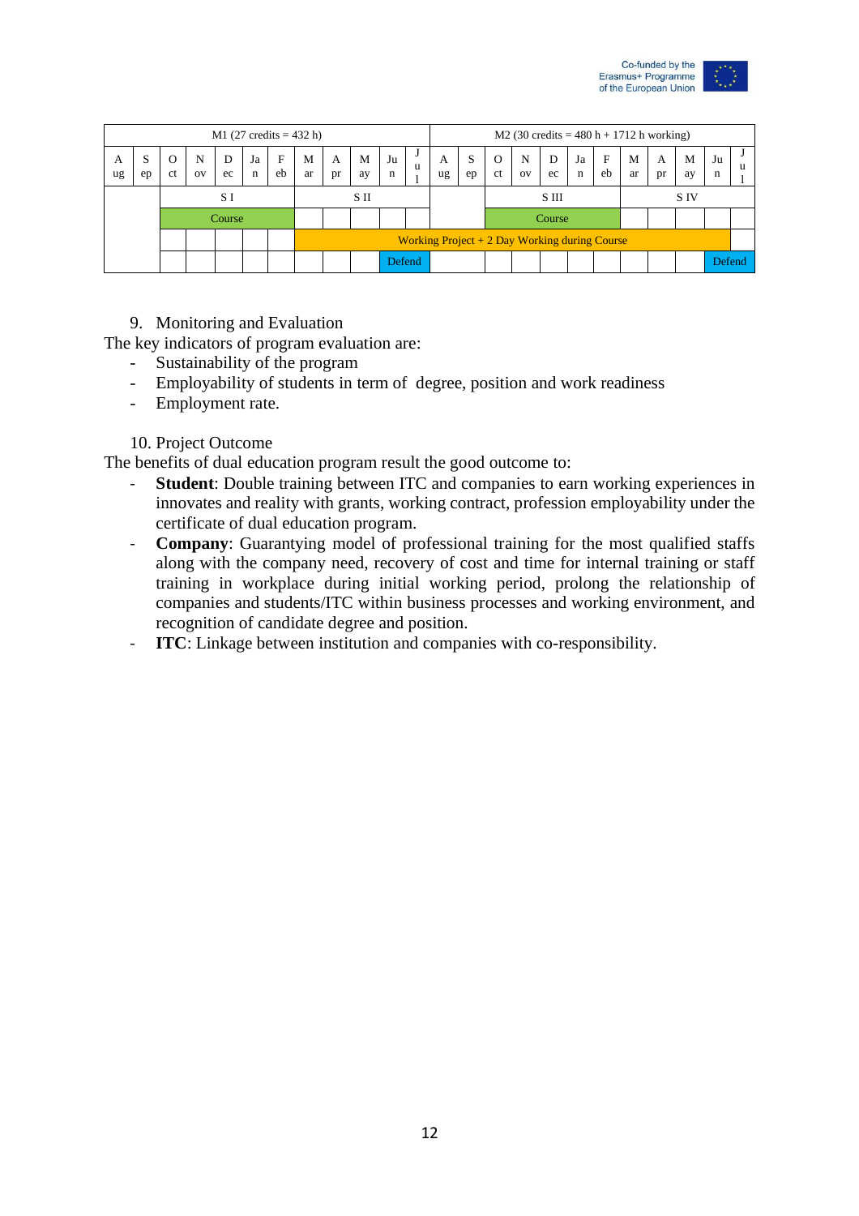| M1 (27 credits = 432 h) | | | | | | | | | | | | M2 (30 credits = 480 h + 1712 h working) | | | | | | | | | | | |
|---|---|---|---|---|---|---|---|---|---|---|---|---|---|---|---|---|---|---|---|---|---|---|---|
| Aug | Sep | Oct | Nov | Dec | Jan | Feb | Mar | Apr | May | Jun | Jul | Aug | Sep | Oct | Nov | Dec | Jan | Feb | Mar | Apr | May | Jun | Jul |
| | | S I | | | | | S II | | | | | | | S III | | | | | S IV | | | | |
| | | Course | | | | | | | | | | | | Course | | | | | | | | | |
| | | | | | | | Working Project + 2 Day Working during Course | | | | | | | | | | | | | | | | |
| | | | | | | | | | | Defend | | | | | | | | | | | | Defend | |

9. Monitoring and Evaluation

The key indicators of program evaluation are:

- Sustainability of the program
- Employability of students in term of degree, position and work readiness
- Employment rate.

10. Project Outcome

The benefits of dual education program result the good outcome to:

- **Student**: Double training between ITC and companies to earn working experiences in innovates and reality with grants, working contract, profession employability under the certificate of dual education program.
- **Company**: Guarantying model of professional training for the most qualified staffs along with the company need, recovery of cost and time for internal training or staff training in workplace during initial working period, prolong the relationship of companies and students/ITC within business processes and working environment, and recognition of candidate degree and position.
- **ITC**: Linkage between institution and companies with co-responsibility.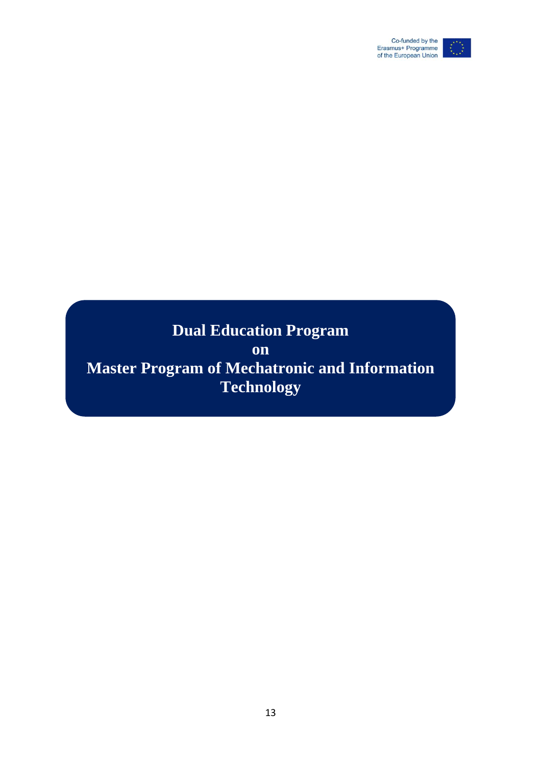# Dual Education Program
# on
# Master Program of Mechatronic and Information Technology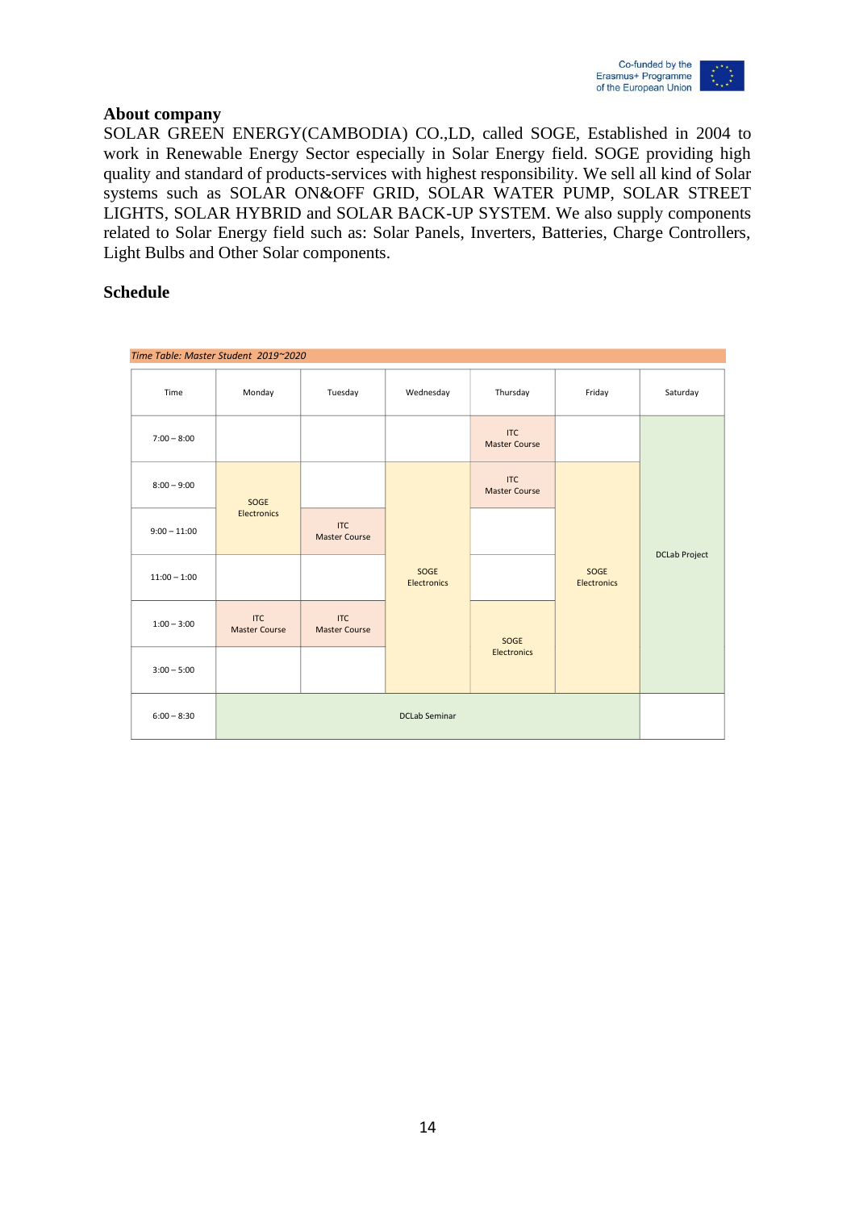## About company

SOLAR GREEN ENERGY(CAMBODIA) CO.,LD, called SOGE, Established in 2004 to work in Renewable Energy Sector especially in Solar Energy field. SOGE providing high quality and standard of products-services with highest responsibility. We sell all kind of Solar systems such as SOLAR ON&OFF GRID, SOLAR WATER PUMP, SOLAR STREET LIGHTS, SOLAR HYBRID and SOLAR BACK-UP SYSTEM. We also supply components related to Solar Energy field such as: Solar Panels, Inverters, Batteries, Charge Controllers, Light Bulbs and Other Solar components.

## Schedule

*Time Table: Master Student 2019~2020*

| Time | Monday | Tuesday | Wednesday | Thursday | Friday | Saturday |
|---|---|---|---|---|---|---|
| 7:00 – 8:00 | | | | ITC Master Course | | DCLab Project |
| 8:00 – 9:00 | SOGE Electronics | | SOGE Electronics | ITC Master Course | SOGE Electronics | DCLab Project |
| 9:00 – 11:00 | SOGE Electronics | ITC Master Course | SOGE Electronics | | SOGE Electronics | DCLab Project |
| 11:00 – 1:00 | | | SOGE Electronics | | SOGE Electronics | DCLab Project |
| 1:00 – 3:00 | ITC Master Course | ITC Master Course | SOGE Electronics | SOGE Electronics | SOGE Electronics | DCLab Project |
| 3:00 – 5:00 | | | SOGE Electronics | SOGE Electronics | SOGE Electronics | DCLab Project |
| 6:00 – 8:30 | DCLab Seminar | DCLab Seminar | DCLab Seminar | DCLab Seminar | DCLab Seminar | |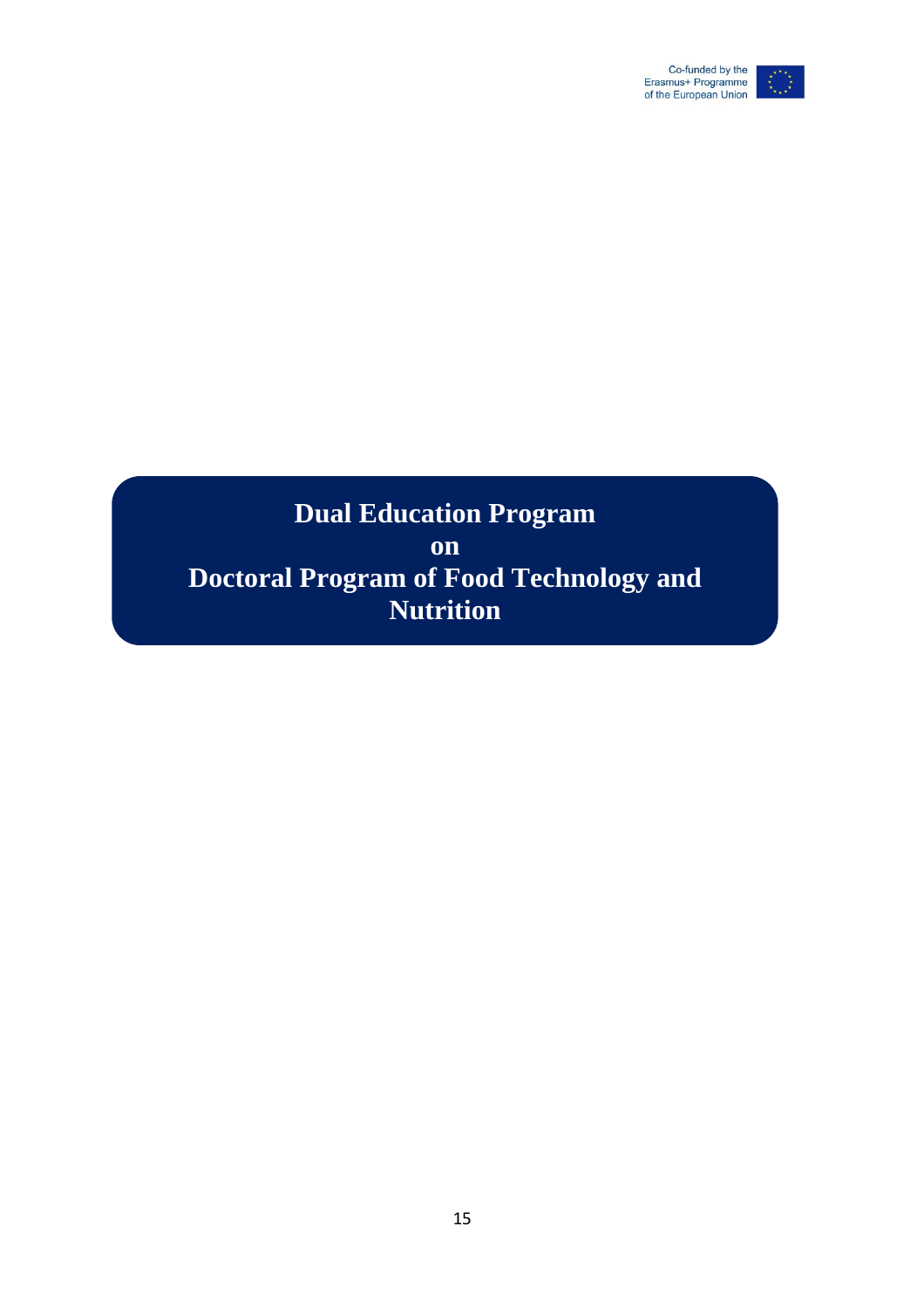# Dual Education Program on Doctoral Program of Food Technology and Nutrition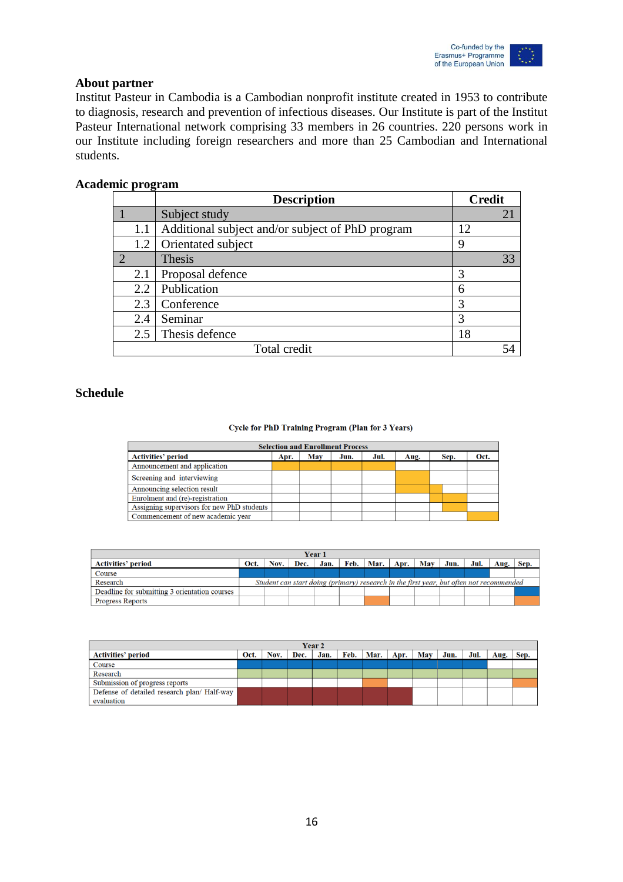## About partner

Institut Pasteur in Cambodia is a Cambodian nonprofit institute created in 1953 to contribute to diagnosis, research and prevention of infectious diseases. Our Institute is part of the Institut Pasteur International network comprising 33 members in 26 countries. 220 persons work in our Institute including foreign researchers and more than 25 Cambodian and International students.

## Academic program

| | Description | Credit |
|---|---|---|
| 1 | Subject study | 21 |
| 1.1 | Additional subject and/or subject of PhD program | 12 |
| 1.2 | Orientated subject | 9 |
| 2 | Thesis | 33 |
| 2.1 | Proposal defence | 3 |
| 2.2 | Publication | 6 |
| 2.3 | Conference | 3 |
| 2.4 | Seminar | 3 |
| 2.5 | Thesis defence | 18 |
| | Total credit | 54 |

## Schedule

**Cycle for PhD Training Program (Plan for 3 Years)**

**Selection and Enrollment Process**

| Activities' period | Apr. | May | Jun. | Jul. | Aug. | Sep. | Oct. |
|---|---|---|---|---|---|---|---|
| Announcement and application | | | | | | | |
| Screening and interviewing | | | | | | | |
| Announcing selection result | | | | | | | |
| Enrolment and (re)-registration | | | | | | | |
| Assigning supervisors for new PhD students | | | | | | | |
| Commencement of new academic year | | | | | | | |

**Year 1**

| Activities' period | Oct. | Nov. | Dec. | Jan. | Feb. | Mar. | Apr. | May | Jun. | Jul. | Aug. | Sep. |
|---|---|---|---|---|---|---|---|---|---|---|---|---|
| Course | | | | | | | | | | | | |
| Research | *Student can start doing (primary) research in the first year, but often not recommended* | | | | | | | | | | | |
| Deadline for submitting 3 orientation courses | | | | | | | | | | | | |
| Progress Reports | | | | | | | | | | | | |

**Year 2**

| Activities' period | Oct. | Nov. | Dec. | Jan. | Feb. | Mar. | Apr. | May | Jun. | Jul. | Aug. | Sep. |
|---|---|---|---|---|---|---|---|---|---|---|---|---|
| Course | | | | | | | | | | | | |
| Research | | | | | | | | | | | | |
| Submission of progress reports | | | | | | | | | | | | |
| Defense of detailed research plan/ Half-way evaluation | | | | | | | | | | | | |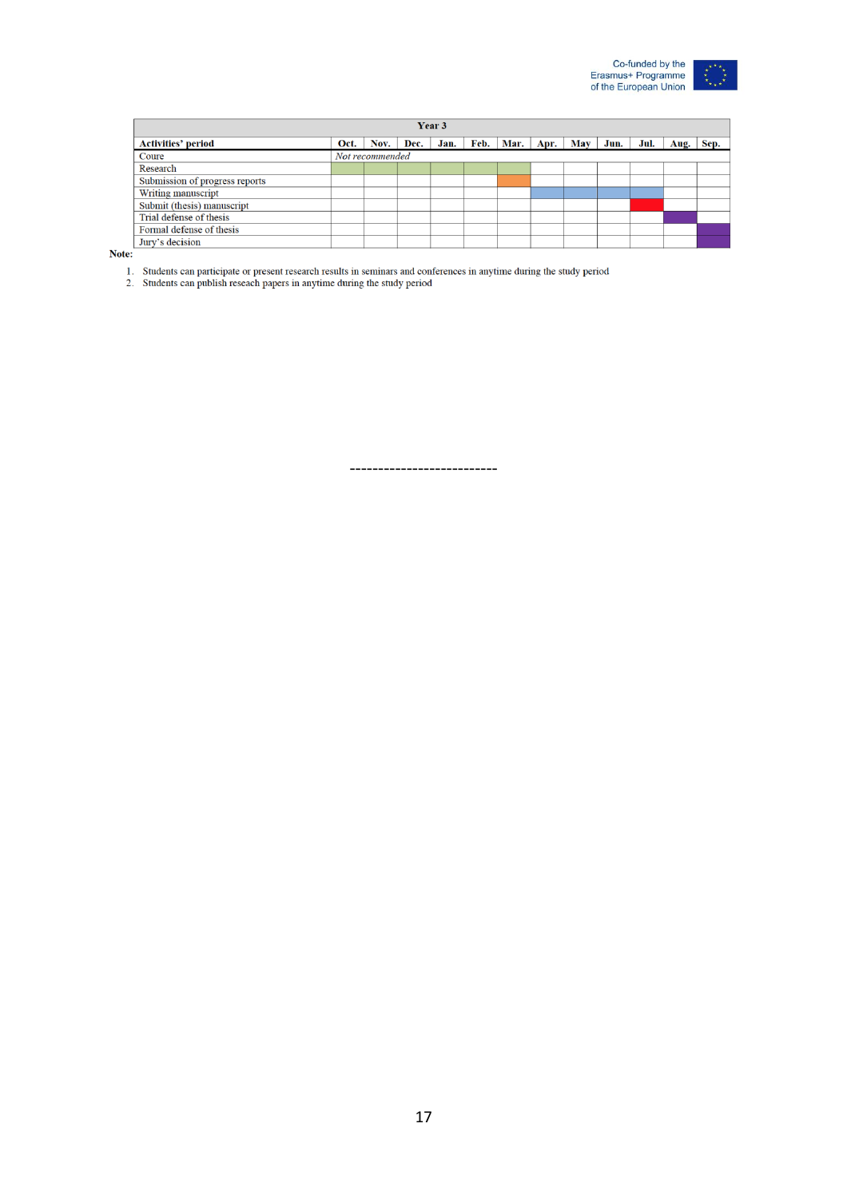| Year 3 | | | | | | | | | | | | |
|---|---|---|---|---|---|---|---|---|---|---|---|---|
| **Activities' period** | **Oct.** | **Nov.** | **Dec.** | **Jan.** | **Feb.** | **Mar.** | **Apr.** | **May** | **Jun.** | **Jul.** | **Aug.** | **Sep.** |
| Coure | *Not recommended* | | | | | | | | | | | |
| Research | ■ | ■ | ■ | ■ | ■ | ■ | | | | | | |
| Submission of progress reports | | | | | | ■ | | | | | | |
| Writing manuscript | | | | | | | ■ | ■ | ■ | ■ | | |
| Submit (thesis) manuscript | | | | | | | | | | ■ | | |
| Trial defense of thesis | | | | | | | | | | | ■ | |
| Formal defense of thesis | | | | | | | | | | | | ■ |
| Jury's decision | | | | | | | | | | | | ■ |

**Note:**

1. Students can participate or present research results in seminars and conferences in anytime during the study period
2. Students can publish reseach papers in anytime during the study period

--------------------------